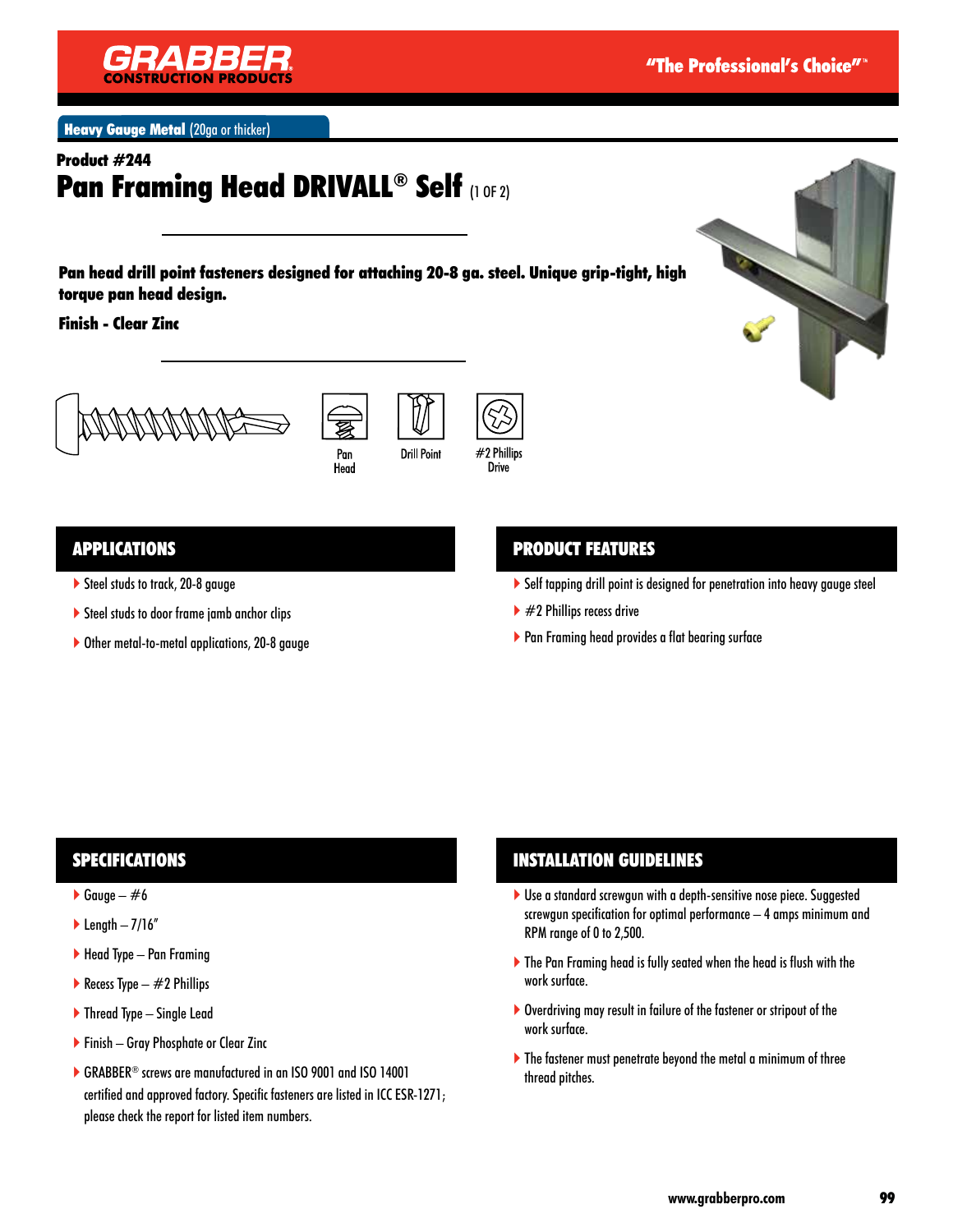GRABBER CONSTRUCTION PRODUCTS

"The Professional's Choice"™

**Heavy Gauge Metal** (20ga or thicker)

**Product #244**

# Pan Framing Head DRIVALL® Self (1 OF 2)

**Pan head drill point fasteners designed for attaching 20-8 ga. steel. Unique grip-tight, high torque pan head design.**

**Finish - Clear Zinc**

Pan Head | Drill Point | #2 Phillips Drive

## APPLICATIONS

- Steel studs to track, 20-8 gauge
- Steel studs to door frame jamb anchor clips
- Other metal-to-metal applications, 20-8 gauge

## PRODUCT FEATURES

- Self tapping drill point is designed for penetration into heavy gauge steel
- #2 Phillips recess drive
- Pan Framing head provides a flat bearing surface

## SPECIFICATIONS

- Gauge – #6
- Length – 7/16"
- Head Type – Pan Framing
- Recess Type – #2 Phillips
- Thread Type – Single Lead
- Finish – Gray Phosphate or Clear Zinc
- GRABBER® screws are manufactured in an ISO 9001 and ISO 14001 certified and approved factory. Specific fasteners are listed in ICC ESR-1271; please check the report for listed item numbers.

## INSTALLATION GUIDELINES

- Use a standard screwgun with a depth-sensitive nose piece. Suggested screwgun specification for optimal performance – 4 amps minimum and RPM range of 0 to 2,500.
- The Pan Framing head is fully seated when the head is flush with the work surface.
- Overdriving may result in failure of the fastener or stripout of the work surface.
- The fastener must penetrate beyond the metal a minimum of three thread pitches.

www.grabberpro.com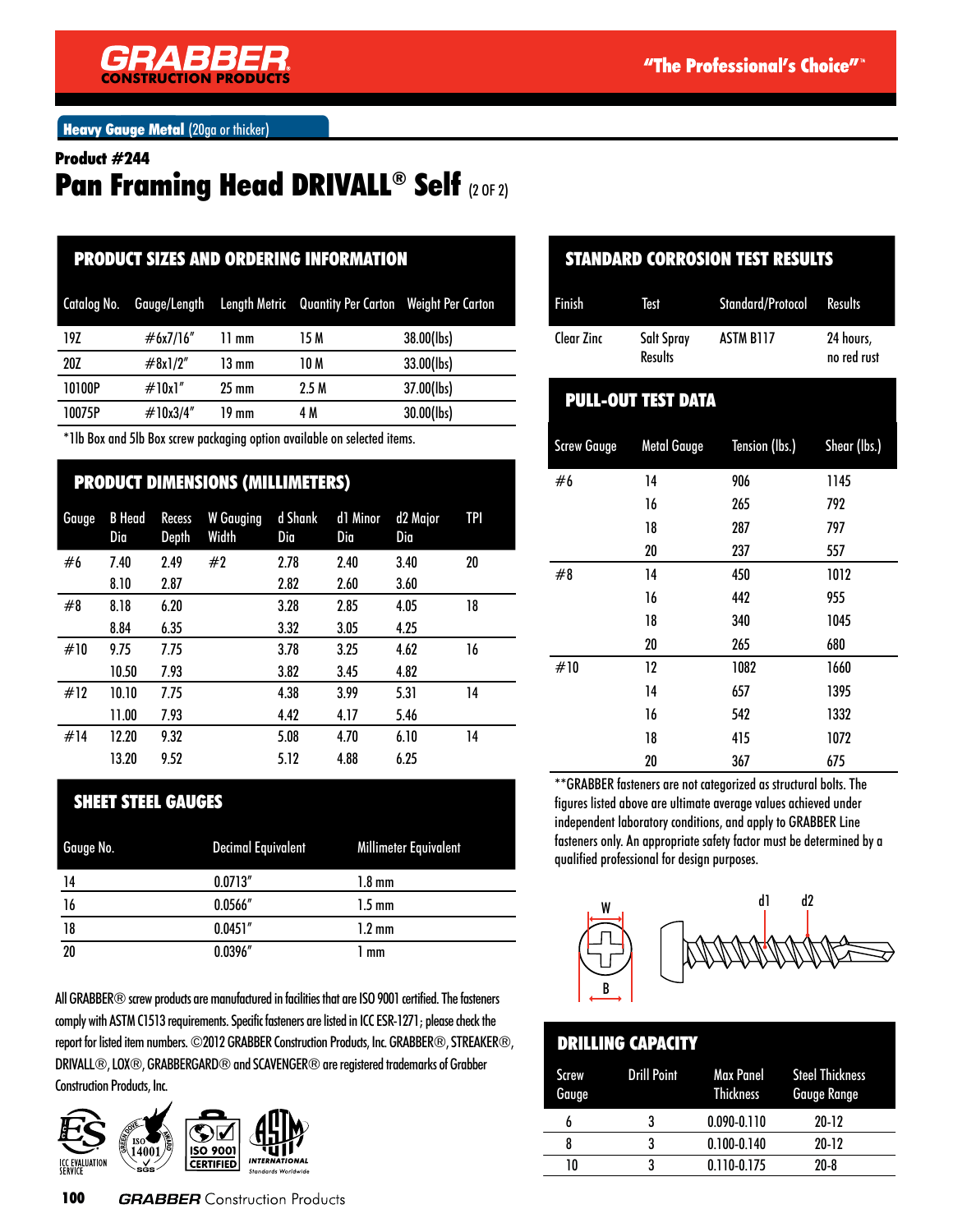Heavy Gauge Metal (20ga or thicker)

**Product #244**

# Pan Framing Head DRIVALL® Self (2 OF 2)

## PRODUCT SIZES AND ORDERING INFORMATION

| Catalog No. | Gauge/Length | Length Metric | Quantity Per Carton | Weight Per Carton |
|---|---|---|---|---|
| 19Z | #6x7/16" | 11 mm | 15 M | 38.00(lbs) |
| 20Z | #8x1/2" | 13 mm | 10 M | 33.00(lbs) |
| 10100P | #10x1" | 25 mm | 2.5 M | 37.00(lbs) |
| 10075P | #10x3/4" | 19 mm | 4 M | 30.00(lbs) |

*1lb Box and 5lb Box screw packaging option available on selected items.

## PRODUCT DIMENSIONS (MILLIMETERS)

| Gauge | B Head Dia | Recess Depth | W Gauging Width | d Shank Dia | d1 Minor Dia | d2 Major Dia | TPI |
|---|---|---|---|---|---|---|---|
| #6 | 7.40 | 2.49 | #2 | 2.78 | 2.40 | 3.40 | 20 |
| | 8.10 | 2.87 | | 2.82 | 2.60 | 3.60 | |
| #8 | 8.18 | 6.20 | | 3.28 | 2.85 | 4.05 | 18 |
| | 8.84 | 6.35 | | 3.32 | 3.05 | 4.25 | |
| #10 | 9.75 | 7.75 | | 3.78 | 3.25 | 4.62 | 16 |
| | 10.50 | 7.93 | | 3.82 | 3.45 | 4.82 | |
| #12 | 10.10 | 7.75 | | 4.38 | 3.99 | 5.31 | 14 |
| | 11.00 | 7.93 | | 4.42 | 4.17 | 5.46 | |
| #14 | 12.20 | 9.32 | | 5.08 | 4.70 | 6.10 | 14 |
| | 13.20 | 9.52 | | 5.12 | 4.88 | 6.25 | |

## SHEET STEEL GAUGES

| Gauge No. | Decimal Equivalent | Millimeter Equivalent |
|---|---|---|
| 14 | 0.0713" | 1.8 mm |
| 16 | 0.0566" | 1.5 mm |
| 18 | 0.0451" | 1.2 mm |
| 20 | 0.0396" | 1 mm |

All GRABBER® screw products are manufactured in facilities that are ISO 9001 certified. The fasteners comply with ASTM C1513 requirements. Specific fasteners are listed in ICC ESR-1271; please check the report for listed item numbers. ©2012 GRABBER Construction Products, Inc. GRABBER®, STREAKER®, DRIVALL®, LOX®, GRABBERGARD® and SCAVENGER® are registered trademarks of Grabber Construction Products, Inc.

## STANDARD CORROSION TEST RESULTS

| Finish | Test | Standard/Protocol | Results |
|---|---|---|---|
| Clear Zinc | Salt Spray Results | ASTM B117 | 24 hours, no red rust |

## PULL-OUT TEST DATA

| Screw Gauge | Metal Gauge | Tension (lbs.) | Shear (lbs.) |
|---|---|---|---|
| #6 | 14 | 906 | 1145 |
| | 16 | 265 | 792 |
| | 18 | 287 | 797 |
| | 20 | 237 | 557 |
| #8 | 14 | 450 | 1012 |
| | 16 | 442 | 955 |
| | 18 | 340 | 1045 |
| | 20 | 265 | 680 |
| #10 | 12 | 1082 | 1660 |
| | 14 | 657 | 1395 |
| | 16 | 542 | 1332 |
| | 18 | 415 | 1072 |
| | 20 | 367 | 675 |

**GRABBER fasteners are not categorized as structural bolts. The figures listed above are ultimate average values achieved under independent laboratory conditions, and apply to GRABBER Line fasteners only. An appropriate safety factor must be determined by a qualified professional for design purposes.

W
B
d1
d2

## DRILLING CAPACITY

| Screw Gauge | Drill Point | Max Panel Thickness | Steel Thickness Gauge Range |
|---|---|---|---|
| 6 | 3 | 0.090-0.110 | 20-12 |
| 8 | 3 | 0.100-0.140 | 20-12 |
| 10 | 3 | 0.110-0.175 | 20-8 |